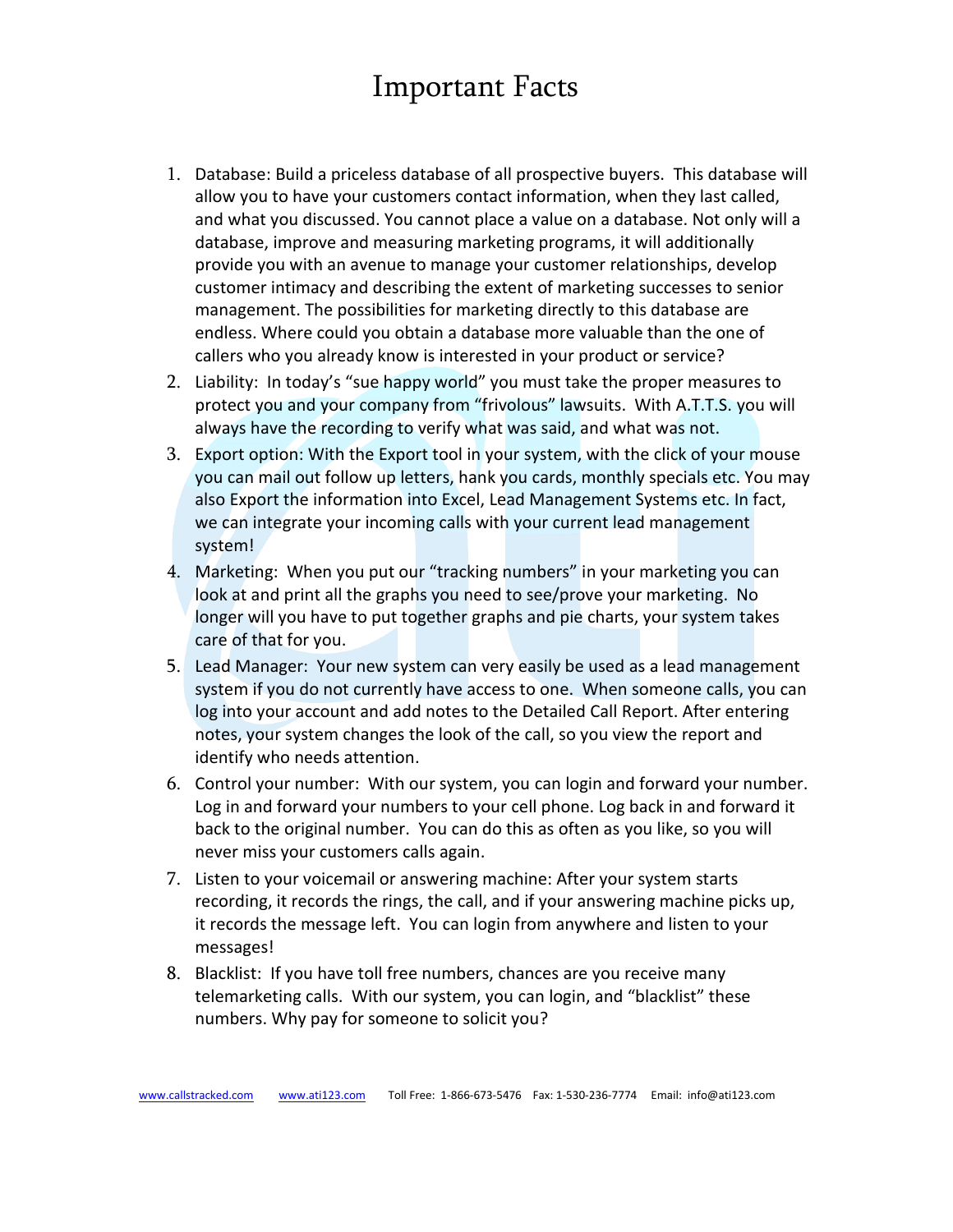# Important Facts

1. Database: Build a priceless database of all prospective buyers. This database will allow you to have your customers contact information, when they last called, and what you discussed. You cannot place a value on a database. Not only will a database, improve and measuring marketing programs, it will additionally provide you with an avenue to manage your customer relationships, develop customer intimacy and describing the extent of marketing successes to senior management. The possibilities for marketing directly to this database are endless. Where could you obtain a database more valuable than the one of callers who you already know is interested in your product or service?
2. Liability: In today's "sue happy world" you must take the proper measures to protect you and your company from "frivolous" lawsuits. With A.T.T.S. you will always have the recording to verify what was said, and what was not.
3. Export option: With the Export tool in your system, with the click of your mouse you can mail out follow up letters, hank you cards, monthly specials etc. You may also Export the information into Excel, Lead Management Systems etc. In fact, we can integrate your incoming calls with your current lead management system!
4. Marketing: When you put our "tracking numbers" in your marketing you can look at and print all the graphs you need to see/prove your marketing. No longer will you have to put together graphs and pie charts, your system takes care of that for you.
5. Lead Manager: Your new system can very easily be used as a lead management system if you do not currently have access to one. When someone calls, you can log into your account and add notes to the Detailed Call Report. After entering notes, your system changes the look of the call, so you view the report and identify who needs attention.
6. Control your number: With our system, you can login and forward your number. Log in and forward your numbers to your cell phone. Log back in and forward it back to the original number. You can do this as often as you like, so you will never miss your customers calls again.
7. Listen to your voicemail or answering machine: After your system starts recording, it records the rings, the call, and if your answering machine picks up, it records the message left. You can login from anywhere and listen to your messages!
8. Blacklist: If you have toll free numbers, chances are you receive many telemarketing calls. With our system, you can login, and "blacklist" these numbers. Why pay for someone to solicit you?

www.callstracked.com www.ati123.com Toll Free: 1-866-673-5476 Fax: 1-530-236-7774 Email: info@ati123.com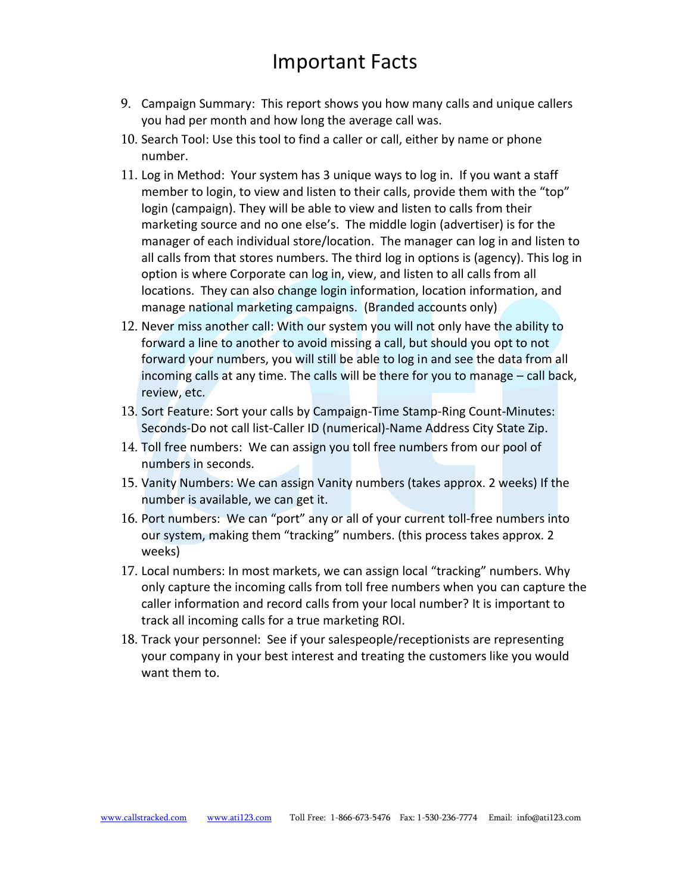# Important Facts

9. Campaign Summary: This report shows you how many calls and unique callers you had per month and how long the average call was.
10. Search Tool: Use this tool to find a caller or call, either by name or phone number.
11. Log in Method: Your system has 3 unique ways to log in. If you want a staff member to login, to view and listen to their calls, provide them with the "top" login (campaign). They will be able to view and listen to calls from their marketing source and no one else's. The middle login (advertiser) is for the manager of each individual store/location. The manager can log in and listen to all calls from that stores numbers. The third log in options is (agency). This log in option is where Corporate can log in, view, and listen to all calls from all locations. They can also change login information, location information, and manage national marketing campaigns. (Branded accounts only)
12. Never miss another call: With our system you will not only have the ability to forward a line to another to avoid missing a call, but should you opt to not forward your numbers, you will still be able to log in and see the data from all incoming calls at any time. The calls will be there for you to manage – call back, review, etc.
13. Sort Feature: Sort your calls by Campaign-Time Stamp-Ring Count-Minutes: Seconds-Do not call list-Caller ID (numerical)-Name Address City State Zip.
14. Toll free numbers: We can assign you toll free numbers from our pool of numbers in seconds.
15. Vanity Numbers: We can assign Vanity numbers (takes approx. 2 weeks) If the number is available, we can get it.
16. Port numbers: We can "port" any or all of your current toll-free numbers into our system, making them "tracking" numbers. (this process takes approx. 2 weeks)
17. Local numbers: In most markets, we can assign local "tracking" numbers. Why only capture the incoming calls from toll free numbers when you can capture the caller information and record calls from your local number? It is important to track all incoming calls for a true marketing ROI.
18. Track your personnel: See if your salespeople/receptionists are representing your company in your best interest and treating the customers like you would want them to.